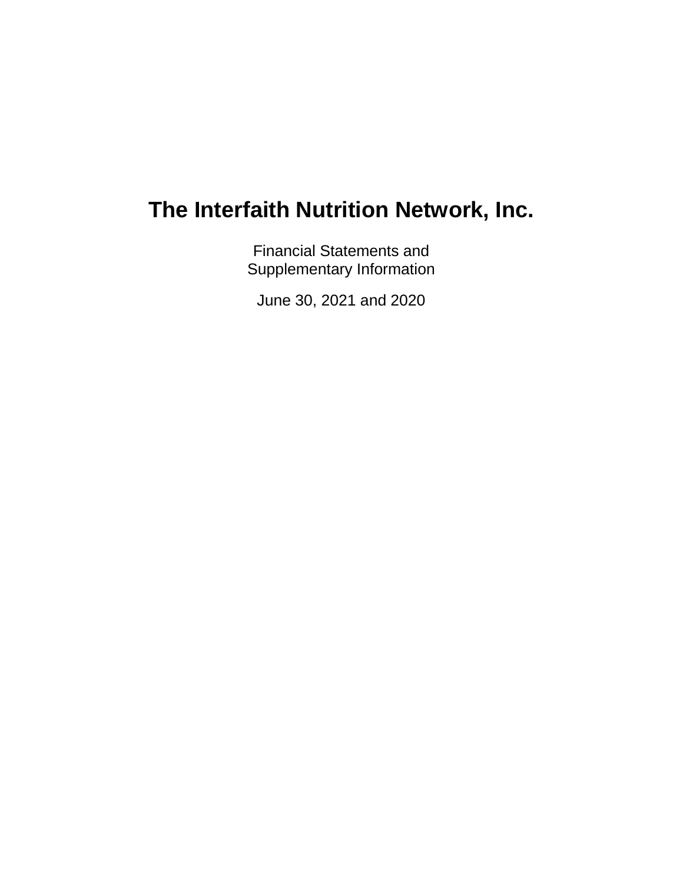# The Interfaith Nutrition Network, Inc.

Financial Statements and
Supplementary Information

June 30, 2021 and 2020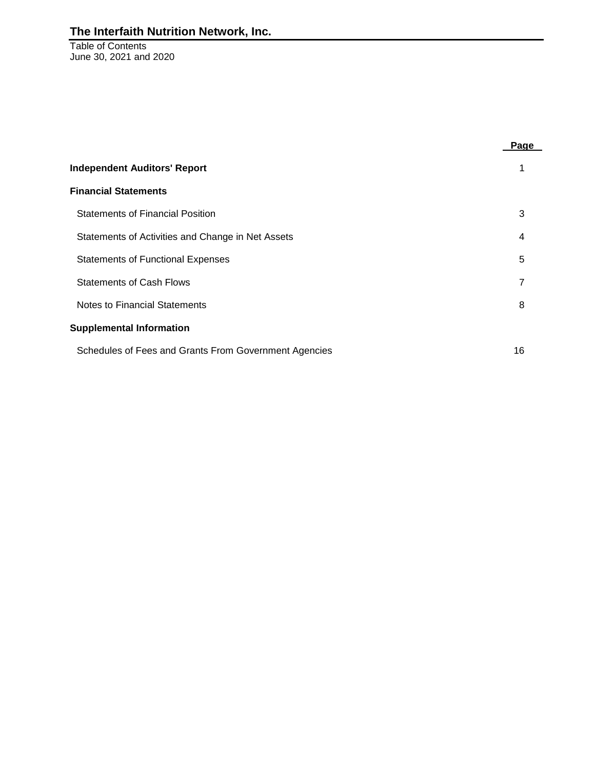# The Interfaith Nutrition Network, Inc.

Table of Contents
June 30, 2021 and 2020

| | Page |
|---|---|
| **Independent Auditors' Report** | 1 |
| **Financial Statements** | |
| Statements of Financial Position | 3 |
| Statements of Activities and Change in Net Assets | 4 |
| Statements of Functional Expenses | 5 |
| Statements of Cash Flows | 7 |
| Notes to Financial Statements | 8 |
| **Supplemental Information** | |
| Schedules of Fees and Grants From Government Agencies | 16 |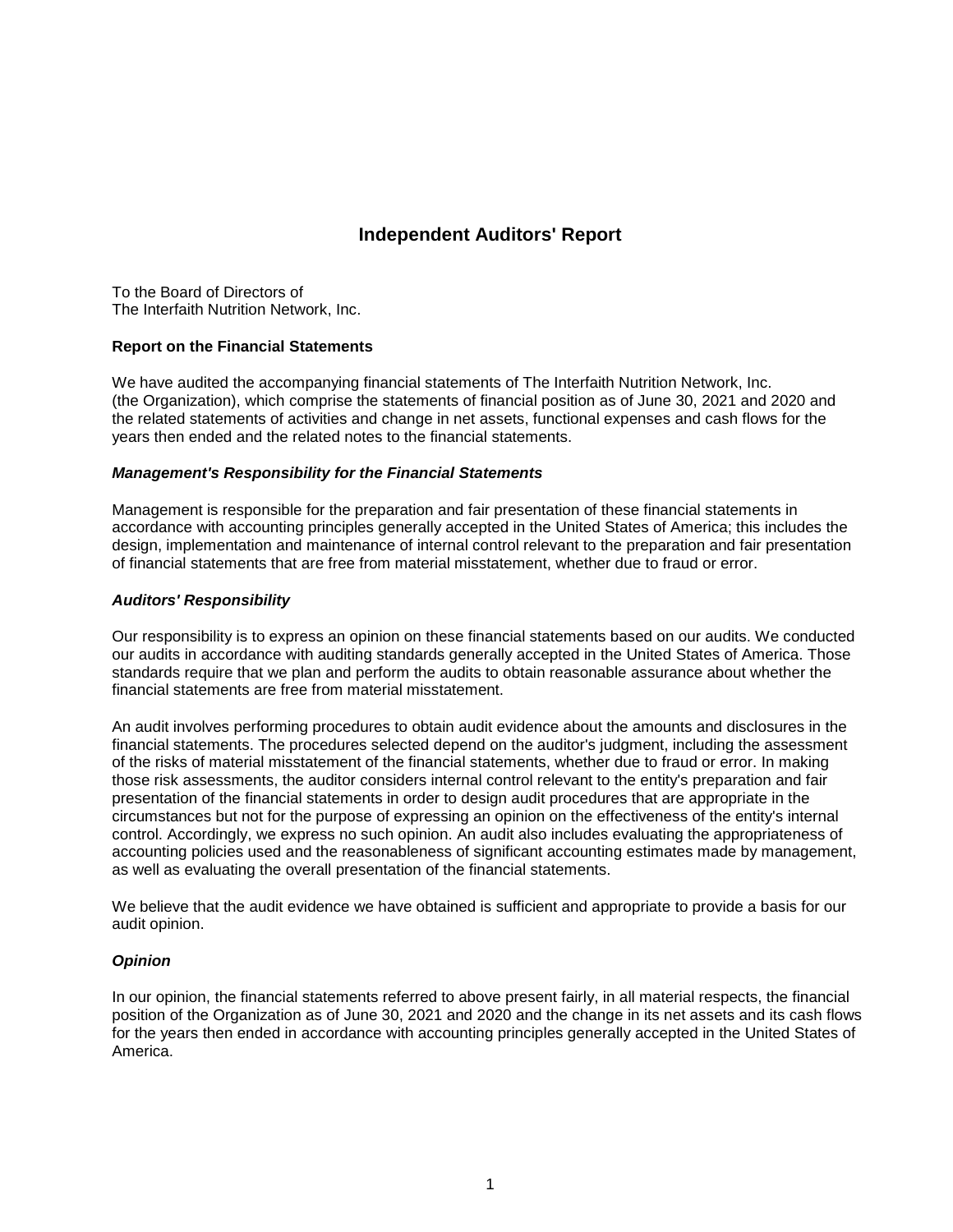# Independent Auditors' Report

To the Board of Directors of
The Interfaith Nutrition Network, Inc.

**Report on the Financial Statements**

We have audited the accompanying financial statements of The Interfaith Nutrition Network, Inc. (the Organization), which comprise the statements of financial position as of June 30, 2021 and 2020 and the related statements of activities and change in net assets, functional expenses and cash flows for the years then ended and the related notes to the financial statements.

***Management's Responsibility for the Financial Statements***

Management is responsible for the preparation and fair presentation of these financial statements in accordance with accounting principles generally accepted in the United States of America; this includes the design, implementation and maintenance of internal control relevant to the preparation and fair presentation of financial statements that are free from material misstatement, whether due to fraud or error.

***Auditors' Responsibility***

Our responsibility is to express an opinion on these financial statements based on our audits. We conducted our audits in accordance with auditing standards generally accepted in the United States of America. Those standards require that we plan and perform the audits to obtain reasonable assurance about whether the financial statements are free from material misstatement.

An audit involves performing procedures to obtain audit evidence about the amounts and disclosures in the financial statements. The procedures selected depend on the auditor's judgment, including the assessment of the risks of material misstatement of the financial statements, whether due to fraud or error. In making those risk assessments, the auditor considers internal control relevant to the entity's preparation and fair presentation of the financial statements in order to design audit procedures that are appropriate in the circumstances but not for the purpose of expressing an opinion on the effectiveness of the entity's internal control. Accordingly, we express no such opinion. An audit also includes evaluating the appropriateness of accounting policies used and the reasonableness of significant accounting estimates made by management, as well as evaluating the overall presentation of the financial statements.

We believe that the audit evidence we have obtained is sufficient and appropriate to provide a basis for our audit opinion.

***Opinion***

In our opinion, the financial statements referred to above present fairly, in all material respects, the financial position of the Organization as of June 30, 2021 and 2020 and the change in its net assets and its cash flows for the years then ended in accordance with accounting principles generally accepted in the United States of America.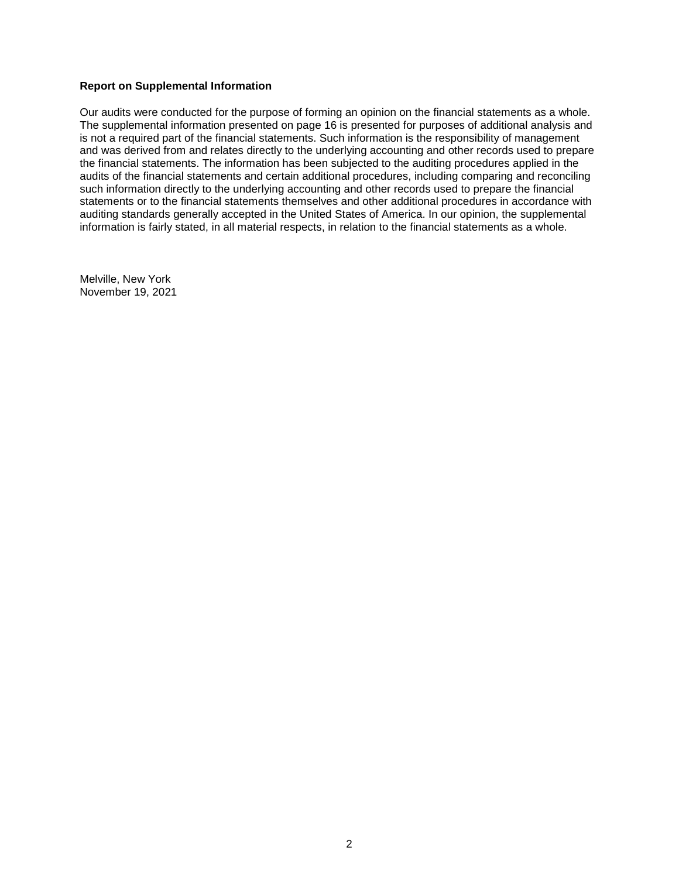**Report on Supplemental Information**

Our audits were conducted for the purpose of forming an opinion on the financial statements as a whole. The supplemental information presented on page 16 is presented for purposes of additional analysis and is not a required part of the financial statements. Such information is the responsibility of management and was derived from and relates directly to the underlying accounting and other records used to prepare the financial statements. The information has been subjected to the auditing procedures applied in the audits of the financial statements and certain additional procedures, including comparing and reconciling such information directly to the underlying accounting and other records used to prepare the financial statements or to the financial statements themselves and other additional procedures in accordance with auditing standards generally accepted in the United States of America. In our opinion, the supplemental information is fairly stated, in all material respects, in relation to the financial statements as a whole.

Melville, New York
November 19, 2021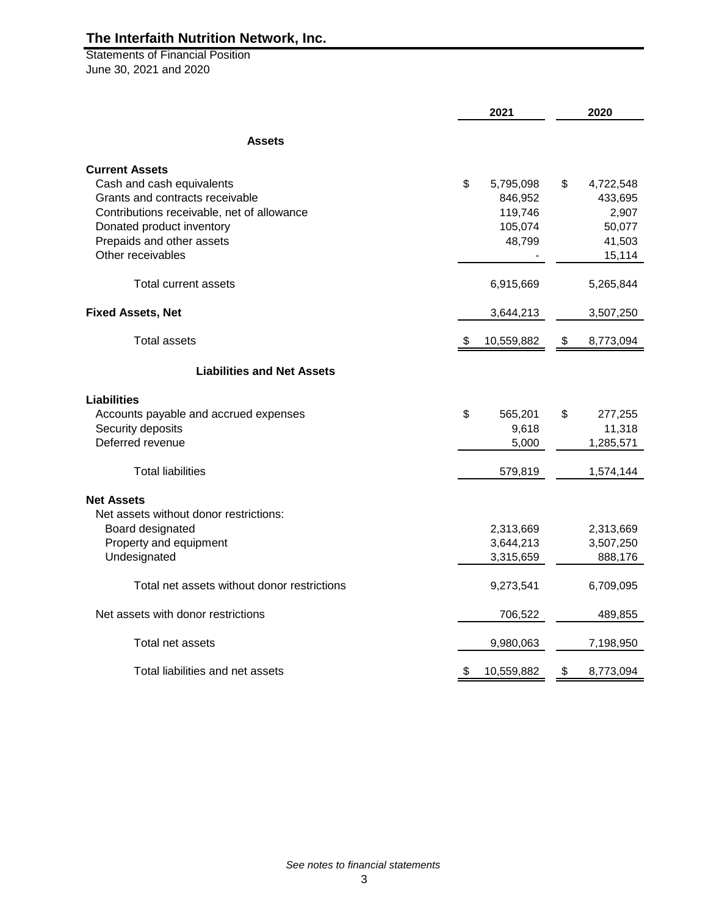# The Interfaith Nutrition Network, Inc.

Statements of Financial Position
June 30, 2021 and 2020

| | 2021 | 2020 |
|---|---|---|
| **Assets** | | |
| **Current Assets** | | |
| Cash and cash equivalents | $ 5,795,098 | $ 4,722,548 |
| Grants and contracts receivable | 846,952 | 433,695 |
| Contributions receivable, net of allowance | 119,746 | 2,907 |
| Donated product inventory | 105,074 | 50,077 |
| Prepaids and other assets | 48,799 | 41,503 |
| Other receivables | - | 15,114 |
| Total current assets | 6,915,669 | 5,265,844 |
| **Fixed Assets, Net** | 3,644,213 | 3,507,250 |
| Total assets | $ 10,559,882 | $ 8,773,094 |
| **Liabilities and Net Assets** | | |
| **Liabilities** | | |
| Accounts payable and accrued expenses | $ 565,201 | $ 277,255 |
| Security deposits | 9,618 | 11,318 |
| Deferred revenue | 5,000 | 1,285,571 |
| Total liabilities | 579,819 | 1,574,144 |
| **Net Assets** | | |
| Net assets without donor restrictions: | | |
| Board designated | 2,313,669 | 2,313,669 |
| Property and equipment | 3,644,213 | 3,507,250 |
| Undesignated | 3,315,659 | 888,176 |
| Total net assets without donor restrictions | 9,273,541 | 6,709,095 |
| Net assets with donor restrictions | 706,522 | 489,855 |
| Total net assets | 9,980,063 | 7,198,950 |
| Total liabilities and net assets | $ 10,559,882 | $ 8,773,094 |

*See notes to financial statements*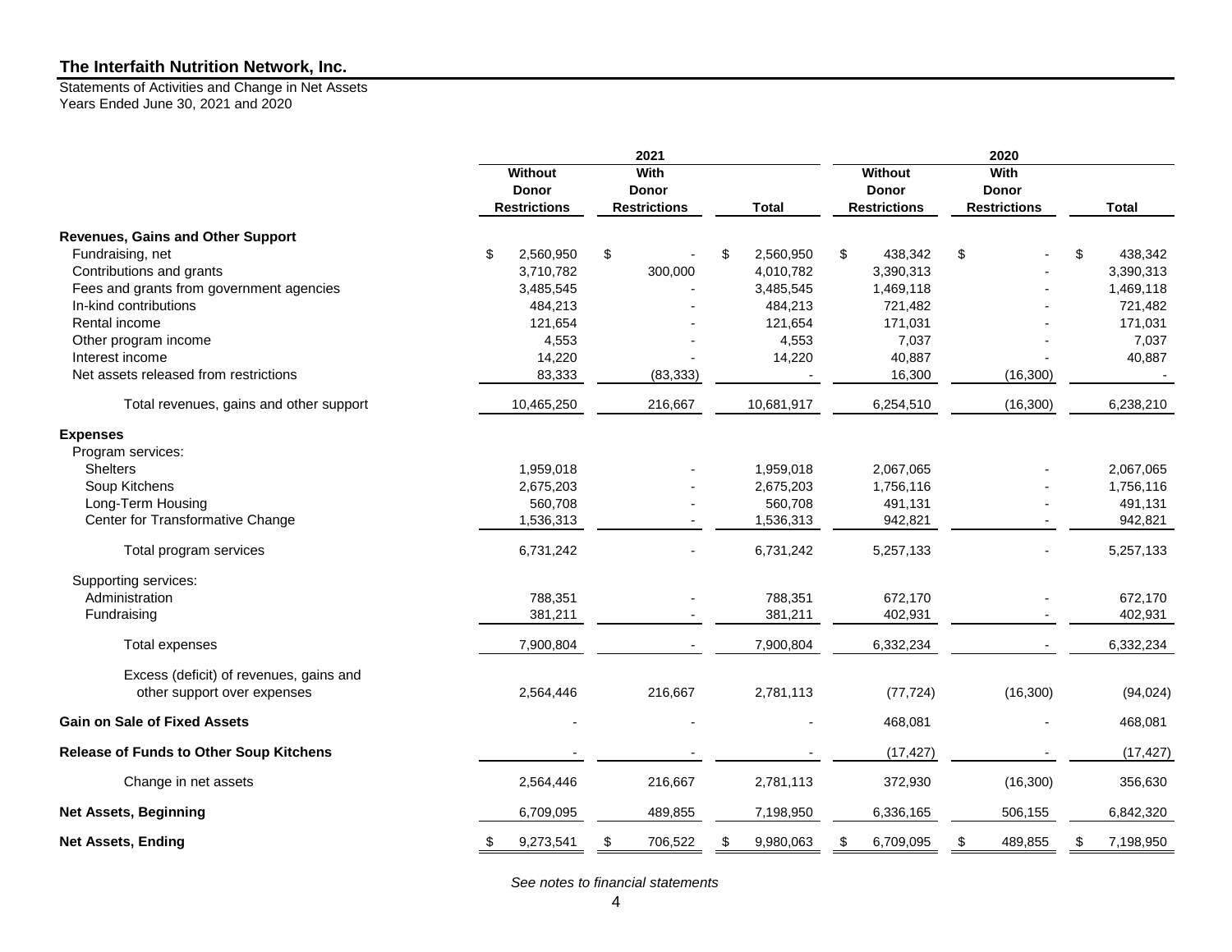**The Interfaith Nutrition Network, Inc.**

Statements of Activities and Change in Net Assets
Years Ended June 30, 2021 and 2020

| | 2021 | | | 2020 | | |
|---|---|---|---|---|---|---|
| | Without Donor Restrictions | With Donor Restrictions | Total | Without Donor Restrictions | With Donor Restrictions | Total |
| **Revenues, Gains and Other Support** | | | | | | |
| Fundraising, net | $ 2,560,950 | $ - | $ 2,560,950 | $ 438,342 | $ - | $ 438,342 |
| Contributions and grants | 3,710,782 | 300,000 | 4,010,782 | 3,390,313 | - | 3,390,313 |
| Fees and grants from government agencies | 3,485,545 | - | 3,485,545 | 1,469,118 | - | 1,469,118 |
| In-kind contributions | 484,213 | - | 484,213 | 721,482 | - | 721,482 |
| Rental income | 121,654 | - | 121,654 | 171,031 | - | 171,031 |
| Other program income | 4,553 | - | 4,553 | 7,037 | - | 7,037 |
| Interest income | 14,220 | - | 14,220 | 40,887 | - | 40,887 |
| Net assets released from restrictions | 83,333 | (83,333) | - | 16,300 | (16,300) | - |
| Total revenues, gains and other support | 10,465,250 | 216,667 | 10,681,917 | 6,254,510 | (16,300) | 6,238,210 |
| **Expenses** | | | | | | |
| Program services: | | | | | | |
| Shelters | 1,959,018 | - | 1,959,018 | 2,067,065 | - | 2,067,065 |
| Soup Kitchens | 2,675,203 | - | 2,675,203 | 1,756,116 | - | 1,756,116 |
| Long-Term Housing | 560,708 | - | 560,708 | 491,131 | - | 491,131 |
| Center for Transformative Change | 1,536,313 | - | 1,536,313 | 942,821 | - | 942,821 |
| Total program services | 6,731,242 | - | 6,731,242 | 5,257,133 | - | 5,257,133 |
| Supporting services: | | | | | | |
| Administration | 788,351 | - | 788,351 | 672,170 | - | 672,170 |
| Fundraising | 381,211 | - | 381,211 | 402,931 | - | 402,931 |
| Total expenses | 7,900,804 | - | 7,900,804 | 6,332,234 | - | 6,332,234 |
| Excess (deficit) of revenues, gains and other support over expenses | 2,564,446 | 216,667 | 2,781,113 | (77,724) | (16,300) | (94,024) |
| **Gain on Sale of Fixed Assets** | - | - | - | 468,081 | - | 468,081 |
| **Release of Funds to Other Soup Kitchens** | - | - | - | (17,427) | - | (17,427) |
| Change in net assets | 2,564,446 | 216,667 | 2,781,113 | 372,930 | (16,300) | 356,630 |
| **Net Assets, Beginning** | 6,709,095 | 489,855 | 7,198,950 | 6,336,165 | 506,155 | 6,842,320 |
| **Net Assets, Ending** | $ 9,273,541 | $ 706,522 | $ 9,980,063 | $ 6,709,095 | $ 489,855 | $ 7,198,950 |

*See notes to financial statements*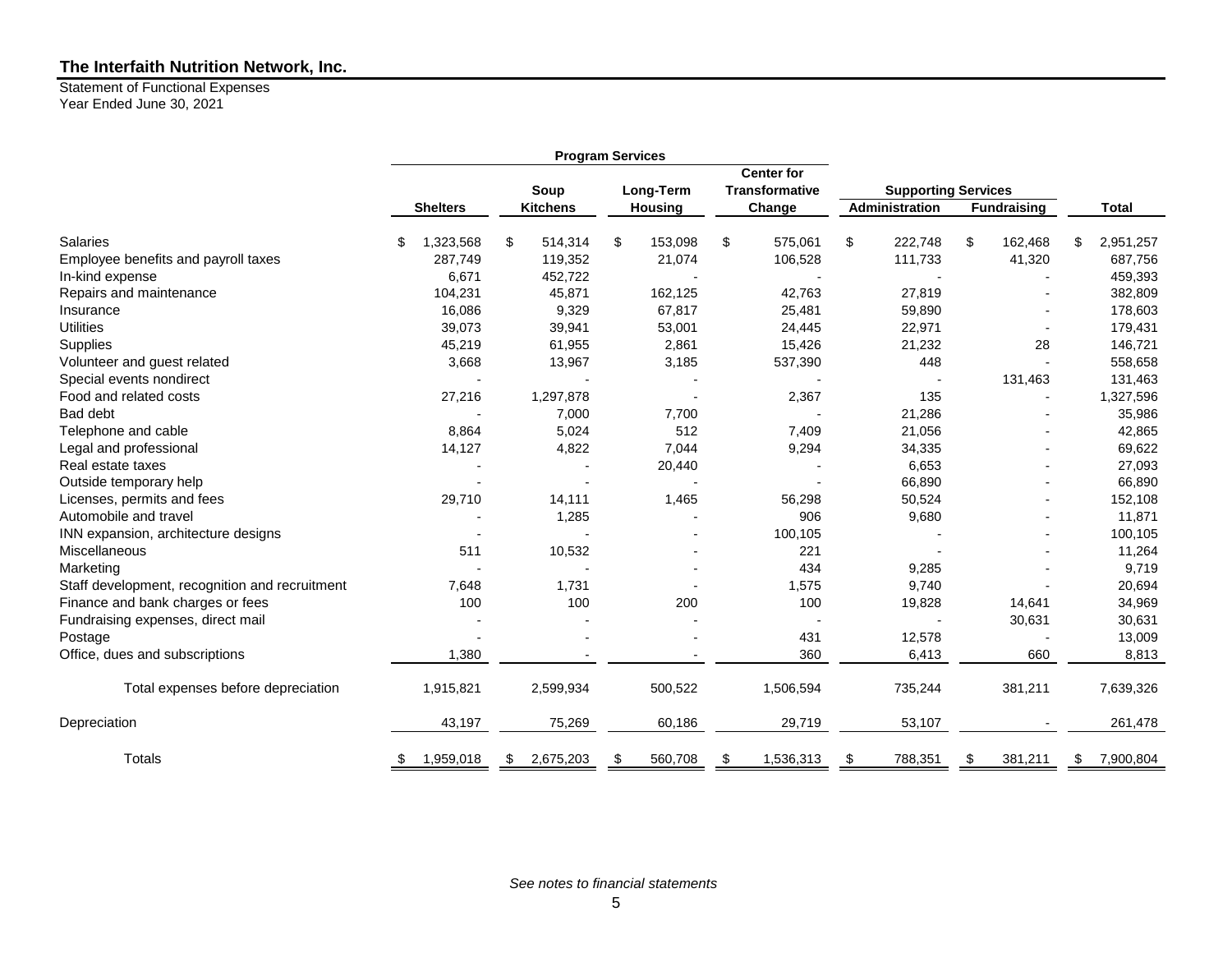## The Interfaith Nutrition Network, Inc.

Statement of Functional Expenses
Year Ended June 30, 2021

| | Program Services | | | | Supporting Services | | |
|---|---|---|---|---|---|---|---|
| | Shelters | Soup Kitchens | Long-Term Housing | Center for Transformative Change | Administration | Fundraising | Total |
| Salaries | $ 1,323,568 | $ 514,314 | $ 153,098 | $ 575,061 | $ 222,748 | $ 162,468 | $ 2,951,257 |
| Employee benefits and payroll taxes | 287,749 | 119,352 | 21,074 | 106,528 | 111,733 | 41,320 | 687,756 |
| In-kind expense | 6,671 | 452,722 | - | - | - | - | 459,393 |
| Repairs and maintenance | 104,231 | 45,871 | 162,125 | 42,763 | 27,819 | - | 382,809 |
| Insurance | 16,086 | 9,329 | 67,817 | 25,481 | 59,890 | - | 178,603 |
| Utilities | 39,073 | 39,941 | 53,001 | 24,445 | 22,971 | - | 179,431 |
| Supplies | 45,219 | 61,955 | 2,861 | 15,426 | 21,232 | 28 | 146,721 |
| Volunteer and guest related | 3,668 | 13,967 | 3,185 | 537,390 | 448 | - | 558,658 |
| Special events nondirect | - | - | - | - | - | 131,463 | 131,463 |
| Food and related costs | 27,216 | 1,297,878 | - | 2,367 | 135 | - | 1,327,596 |
| Bad debt | - | 7,000 | 7,700 | - | 21,286 | - | 35,986 |
| Telephone and cable | 8,864 | 5,024 | 512 | 7,409 | 21,056 | - | 42,865 |
| Legal and professional | 14,127 | 4,822 | 7,044 | 9,294 | 34,335 | - | 69,622 |
| Real estate taxes | - | - | 20,440 | - | 6,653 | - | 27,093 |
| Outside temporary help | - | - | - | - | 66,890 | - | 66,890 |
| Licenses, permits and fees | 29,710 | 14,111 | 1,465 | 56,298 | 50,524 | - | 152,108 |
| Automobile and travel | - | 1,285 | - | 906 | 9,680 | - | 11,871 |
| INN expansion, architecture designs | - | - | - | 100,105 | - | - | 100,105 |
| Miscellaneous | 511 | 10,532 | - | 221 | - | - | 11,264 |
| Marketing | - | - | - | 434 | 9,285 | - | 9,719 |
| Staff development, recognition and recruitment | 7,648 | 1,731 | - | 1,575 | 9,740 | - | 20,694 |
| Finance and bank charges or fees | 100 | 100 | 200 | 100 | 19,828 | 14,641 | 34,969 |
| Fundraising expenses, direct mail | - | - | - | - | - | 30,631 | 30,631 |
| Postage | - | - | - | 431 | 12,578 | - | 13,009 |
| Office, dues and subscriptions | 1,380 | - | - | 360 | 6,413 | 660 | 8,813 |
| Total expenses before depreciation | 1,915,821 | 2,599,934 | 500,522 | 1,506,594 | 735,244 | 381,211 | 7,639,326 |
| Depreciation | 43,197 | 75,269 | 60,186 | 29,719 | 53,107 | - | 261,478 |
| Totals | $ 1,959,018 | $ 2,675,203 | $ 560,708 | $ 1,536,313 | $ 788,351 | $ 381,211 | $ 7,900,804 |

*See notes to financial statements*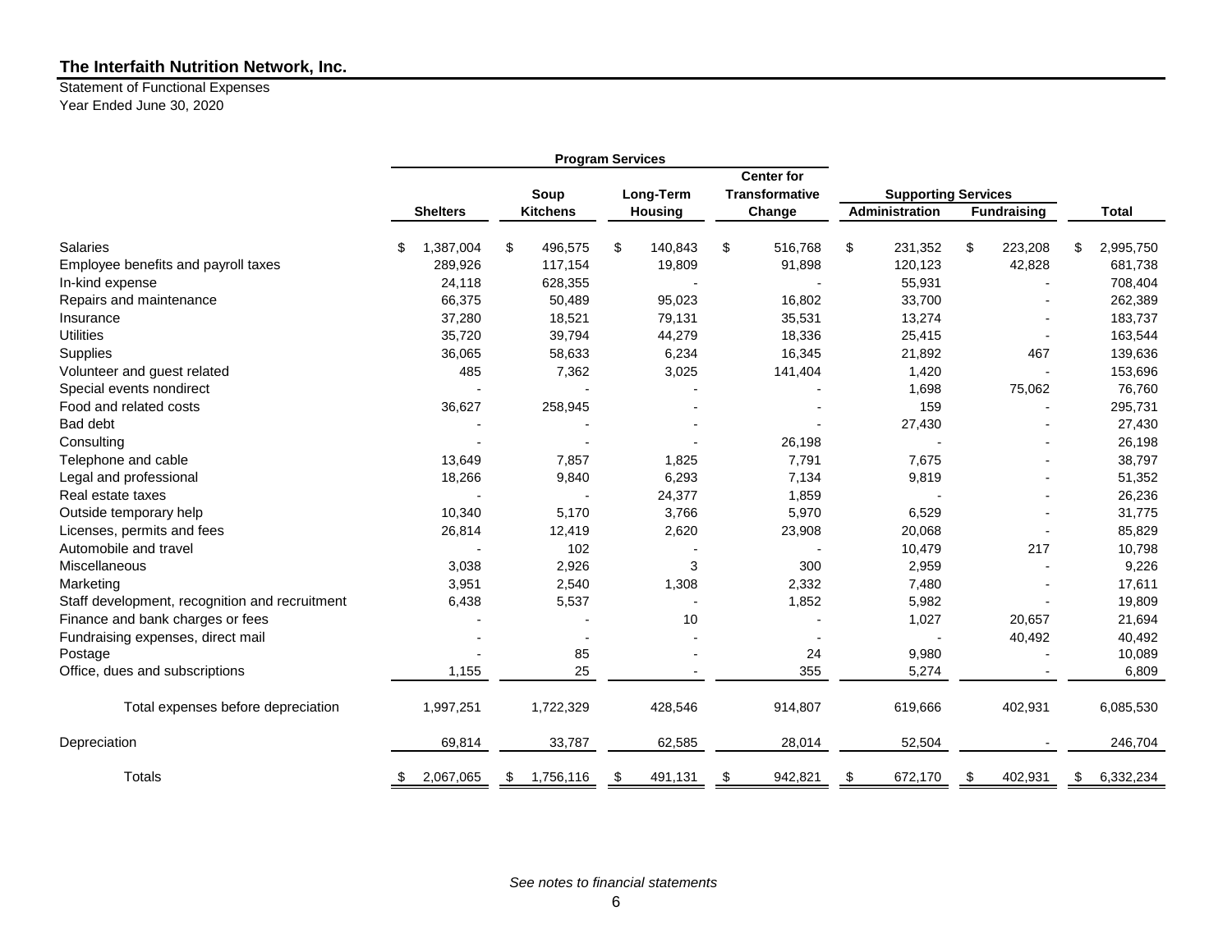**The Interfaith Nutrition Network, Inc.**

Statement of Functional Expenses
Year Ended June 30, 2020

| | Program Services | | | | Supporting Services | | |
|---|---|---|---|---|---|---|---|
| | Shelters | Soup Kitchens | Long-Term Housing | Center for Transformative Change | Administration | Fundraising | Total |
| Salaries | $ 1,387,004 | $ 496,575 | $ 140,843 | $ 516,768 | $ 231,352 | $ 223,208 | $ 2,995,750 |
| Employee benefits and payroll taxes | 289,926 | 117,154 | 19,809 | 91,898 | 120,123 | 42,828 | 681,738 |
| In-kind expense | 24,118 | 628,355 | - | - | 55,931 | - | 708,404 |
| Repairs and maintenance | 66,375 | 50,489 | 95,023 | 16,802 | 33,700 | - | 262,389 |
| Insurance | 37,280 | 18,521 | 79,131 | 35,531 | 13,274 | - | 183,737 |
| Utilities | 35,720 | 39,794 | 44,279 | 18,336 | 25,415 | - | 163,544 |
| Supplies | 36,065 | 58,633 | 6,234 | 16,345 | 21,892 | 467 | 139,636 |
| Volunteer and guest related | 485 | 7,362 | 3,025 | 141,404 | 1,420 | - | 153,696 |
| Special events nondirect | - | - | - | - | 1,698 | 75,062 | 76,760 |
| Food and related costs | 36,627 | 258,945 | - | - | 159 | - | 295,731 |
| Bad debt | - | - | - | - | 27,430 | - | 27,430 |
| Consulting | - | - | - | 26,198 | - | - | 26,198 |
| Telephone and cable | 13,649 | 7,857 | 1,825 | 7,791 | 7,675 | - | 38,797 |
| Legal and professional | 18,266 | 9,840 | 6,293 | 7,134 | 9,819 | - | 51,352 |
| Real estate taxes | - | - | 24,377 | 1,859 | - | - | 26,236 |
| Outside temporary help | 10,340 | 5,170 | 3,766 | 5,970 | 6,529 | - | 31,775 |
| Licenses, permits and fees | 26,814 | 12,419 | 2,620 | 23,908 | 20,068 | - | 85,829 |
| Automobile and travel | - | 102 | - | - | 10,479 | 217 | 10,798 |
| Miscellaneous | 3,038 | 2,926 | 3 | 300 | 2,959 | - | 9,226 |
| Marketing | 3,951 | 2,540 | 1,308 | 2,332 | 7,480 | - | 17,611 |
| Staff development, recognition and recruitment | 6,438 | 5,537 | - | 1,852 | 5,982 | - | 19,809 |
| Finance and bank charges or fees | - | - | 10 | - | 1,027 | 20,657 | 21,694 |
| Fundraising expenses, direct mail | - | - | - | - | - | 40,492 | 40,492 |
| Postage | - | 85 | - | 24 | 9,980 | - | 10,089 |
| Office, dues and subscriptions | 1,155 | 25 | - | 355 | 5,274 | - | 6,809 |
| Total expenses before depreciation | 1,997,251 | 1,722,329 | 428,546 | 914,807 | 619,666 | 402,931 | 6,085,530 |
| Depreciation | 69,814 | 33,787 | 62,585 | 28,014 | 52,504 | - | 246,704 |
| Totals | $ 2,067,065 | $ 1,756,116 | $ 491,131 | $ 942,821 | $ 672,170 | $ 402,931 | $ 6,332,234 |

*See notes to financial statements*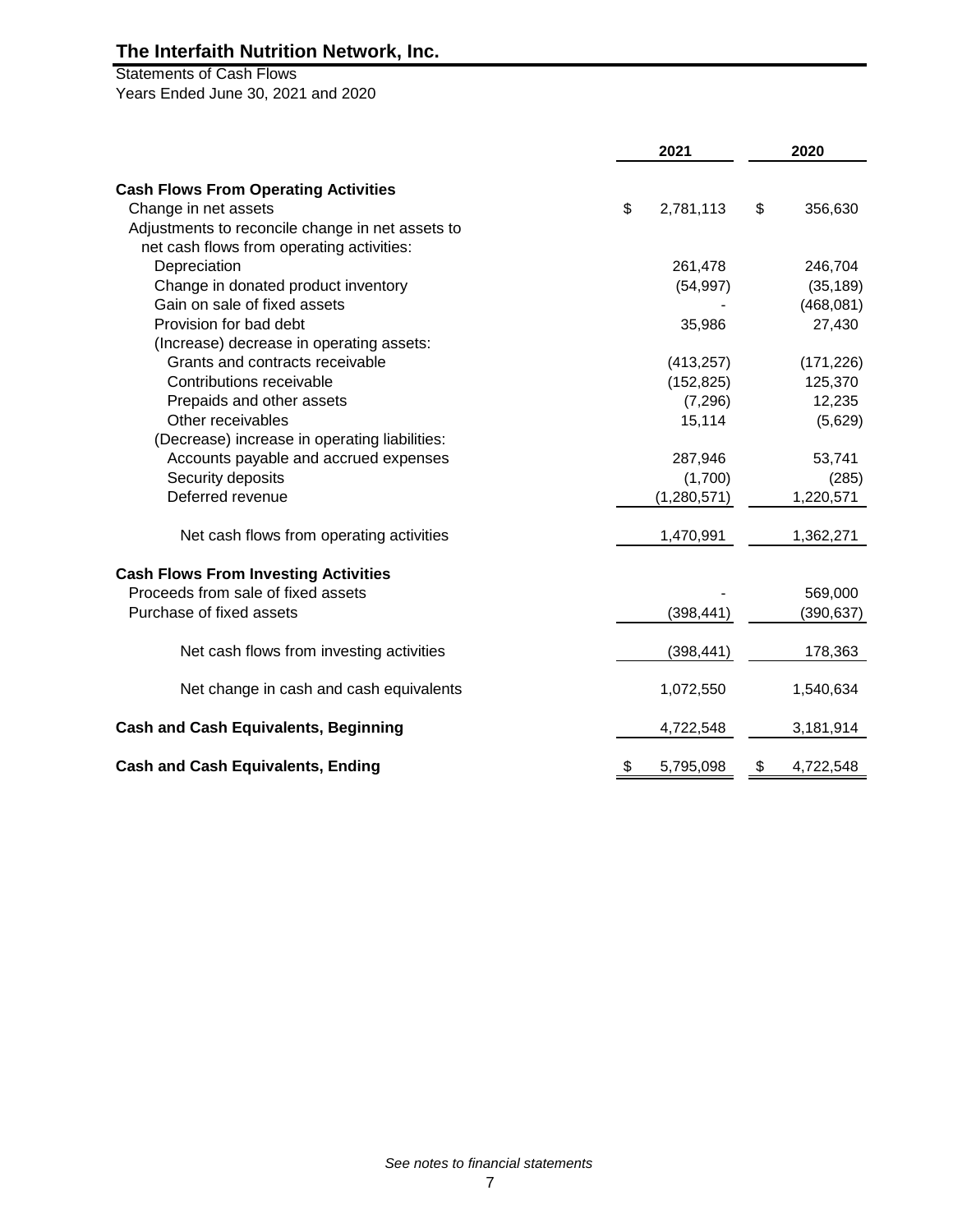# The Interfaith Nutrition Network, Inc.

Statements of Cash Flows
Years Ended June 30, 2021 and 2020

| | 2021 | 2020 |
|---|---|---|
| **Cash Flows From Operating Activities** | | |
| Change in net assets | $ 2,781,113 | $ 356,630 |
| Adjustments to reconcile change in net assets to net cash flows from operating activities: | | |
| Depreciation | 261,478 | 246,704 |
| Change in donated product inventory | (54,997) | (35,189) |
| Gain on sale of fixed assets | - | (468,081) |
| Provision for bad debt | 35,986 | 27,430 |
| (Increase) decrease in operating assets: | | |
| Grants and contracts receivable | (413,257) | (171,226) |
| Contributions receivable | (152,825) | 125,370 |
| Prepaids and other assets | (7,296) | 12,235 |
| Other receivables | 15,114 | (5,629) |
| (Decrease) increase in operating liabilities: | | |
| Accounts payable and accrued expenses | 287,946 | 53,741 |
| Security deposits | (1,700) | (285) |
| Deferred revenue | (1,280,571) | 1,220,571 |
| Net cash flows from operating activities | 1,470,991 | 1,362,271 |
| **Cash Flows From Investing Activities** | | |
| Proceeds from sale of fixed assets | - | 569,000 |
| Purchase of fixed assets | (398,441) | (390,637) |
| Net cash flows from investing activities | (398,441) | 178,363 |
| Net change in cash and cash equivalents | 1,072,550 | 1,540,634 |
| **Cash and Cash Equivalents, Beginning** | 4,722,548 | 3,181,914 |
| **Cash and Cash Equivalents, Ending** | $ 5,795,098 | $ 4,722,548 |

*See notes to financial statements*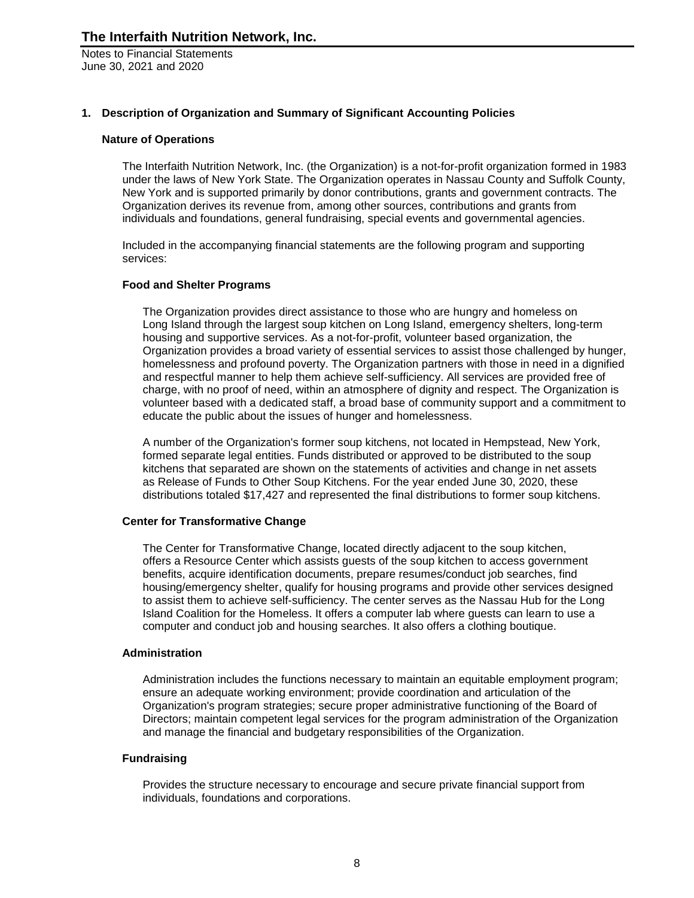## 1. Description of Organization and Summary of Significant Accounting Policies

### Nature of Operations

The Interfaith Nutrition Network, Inc. (the Organization) is a not-for-profit organization formed in 1983 under the laws of New York State. The Organization operates in Nassau County and Suffolk County, New York and is supported primarily by donor contributions, grants and government contracts. The Organization derives its revenue from, among other sources, contributions and grants from individuals and foundations, general fundraising, special events and governmental agencies.

Included in the accompanying financial statements are the following program and supporting services:

#### Food and Shelter Programs

The Organization provides direct assistance to those who are hungry and homeless on Long Island through the largest soup kitchen on Long Island, emergency shelters, long-term housing and supportive services. As a not-for-profit, volunteer based organization, the Organization provides a broad variety of essential services to assist those challenged by hunger, homelessness and profound poverty. The Organization partners with those in need in a dignified and respectful manner to help them achieve self-sufficiency. All services are provided free of charge, with no proof of need, within an atmosphere of dignity and respect. The Organization is volunteer based with a dedicated staff, a broad base of community support and a commitment to educate the public about the issues of hunger and homelessness.

A number of the Organization's former soup kitchens, not located in Hempstead, New York, formed separate legal entities. Funds distributed or approved to be distributed to the soup kitchens that separated are shown on the statements of activities and change in net assets as Release of Funds to Other Soup Kitchens. For the year ended June 30, 2020, these distributions totaled $17,427 and represented the final distributions to former soup kitchens.

#### Center for Transformative Change

The Center for Transformative Change, located directly adjacent to the soup kitchen, offers a Resource Center which assists guests of the soup kitchen to access government benefits, acquire identification documents, prepare resumes/conduct job searches, find housing/emergency shelter, qualify for housing programs and provide other services designed to assist them to achieve self-sufficiency. The center serves as the Nassau Hub for the Long Island Coalition for the Homeless. It offers a computer lab where guests can learn to use a computer and conduct job and housing searches. It also offers a clothing boutique.

#### Administration

Administration includes the functions necessary to maintain an equitable employment program; ensure an adequate working environment; provide coordination and articulation of the Organization's program strategies; secure proper administrative functioning of the Board of Directors; maintain competent legal services for the program administration of the Organization and manage the financial and budgetary responsibilities of the Organization.

#### Fundraising

Provides the structure necessary to encourage and secure private financial support from individuals, foundations and corporations.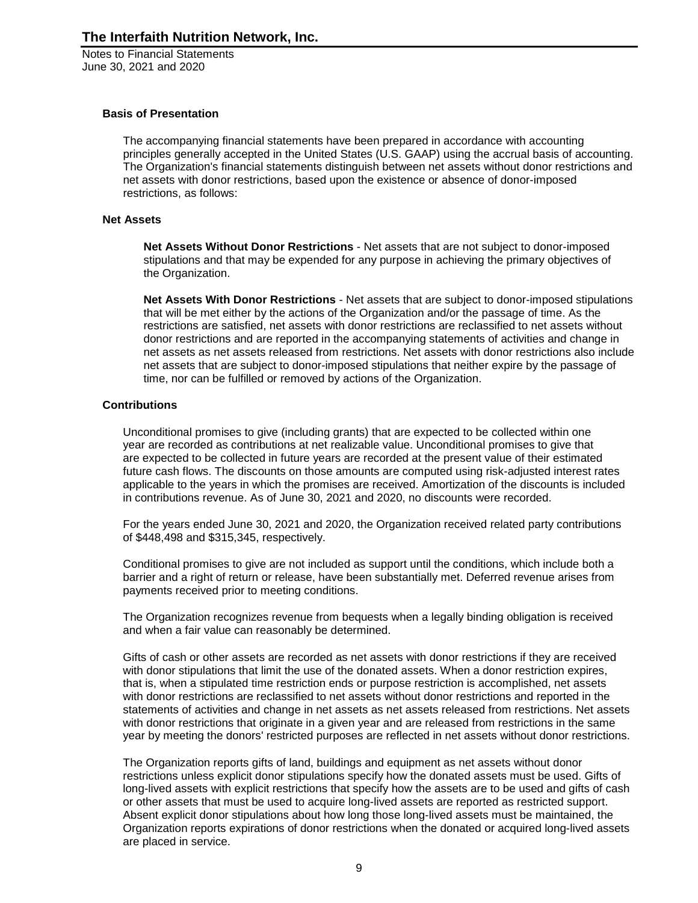### Basis of Presentation

The accompanying financial statements have been prepared in accordance with accounting principles generally accepted in the United States (U.S. GAAP) using the accrual basis of accounting. The Organization's financial statements distinguish between net assets without donor restrictions and net assets with donor restrictions, based upon the existence or absence of donor-imposed restrictions, as follows:

### Net Assets

**Net Assets Without Donor Restrictions** - Net assets that are not subject to donor-imposed stipulations and that may be expended for any purpose in achieving the primary objectives of the Organization.

**Net Assets With Donor Restrictions** - Net assets that are subject to donor-imposed stipulations that will be met either by the actions of the Organization and/or the passage of time. As the restrictions are satisfied, net assets with donor restrictions are reclassified to net assets without donor restrictions and are reported in the accompanying statements of activities and change in net assets as net assets released from restrictions. Net assets with donor restrictions also include net assets that are subject to donor-imposed stipulations that neither expire by the passage of time, nor can be fulfilled or removed by actions of the Organization.

### Contributions

Unconditional promises to give (including grants) that are expected to be collected within one year are recorded as contributions at net realizable value. Unconditional promises to give that are expected to be collected in future years are recorded at the present value of their estimated future cash flows. The discounts on those amounts are computed using risk-adjusted interest rates applicable to the years in which the promises are received. Amortization of the discounts is included in contributions revenue. As of June 30, 2021 and 2020, no discounts were recorded.

For the years ended June 30, 2021 and 2020, the Organization received related party contributions of $448,498 and $315,345, respectively.

Conditional promises to give are not included as support until the conditions, which include both a barrier and a right of return or release, have been substantially met. Deferred revenue arises from payments received prior to meeting conditions.

The Organization recognizes revenue from bequests when a legally binding obligation is received and when a fair value can reasonably be determined.

Gifts of cash or other assets are recorded as net assets with donor restrictions if they are received with donor stipulations that limit the use of the donated assets. When a donor restriction expires, that is, when a stipulated time restriction ends or purpose restriction is accomplished, net assets with donor restrictions are reclassified to net assets without donor restrictions and reported in the statements of activities and change in net assets as net assets released from restrictions. Net assets with donor restrictions that originate in a given year and are released from restrictions in the same year by meeting the donors' restricted purposes are reflected in net assets without donor restrictions.

The Organization reports gifts of land, buildings and equipment as net assets without donor restrictions unless explicit donor stipulations specify how the donated assets must be used. Gifts of long-lived assets with explicit restrictions that specify how the assets are to be used and gifts of cash or other assets that must be used to acquire long-lived assets are reported as restricted support. Absent explicit donor stipulations about how long those long-lived assets must be maintained, the Organization reports expirations of donor restrictions when the donated or acquired long-lived assets are placed in service.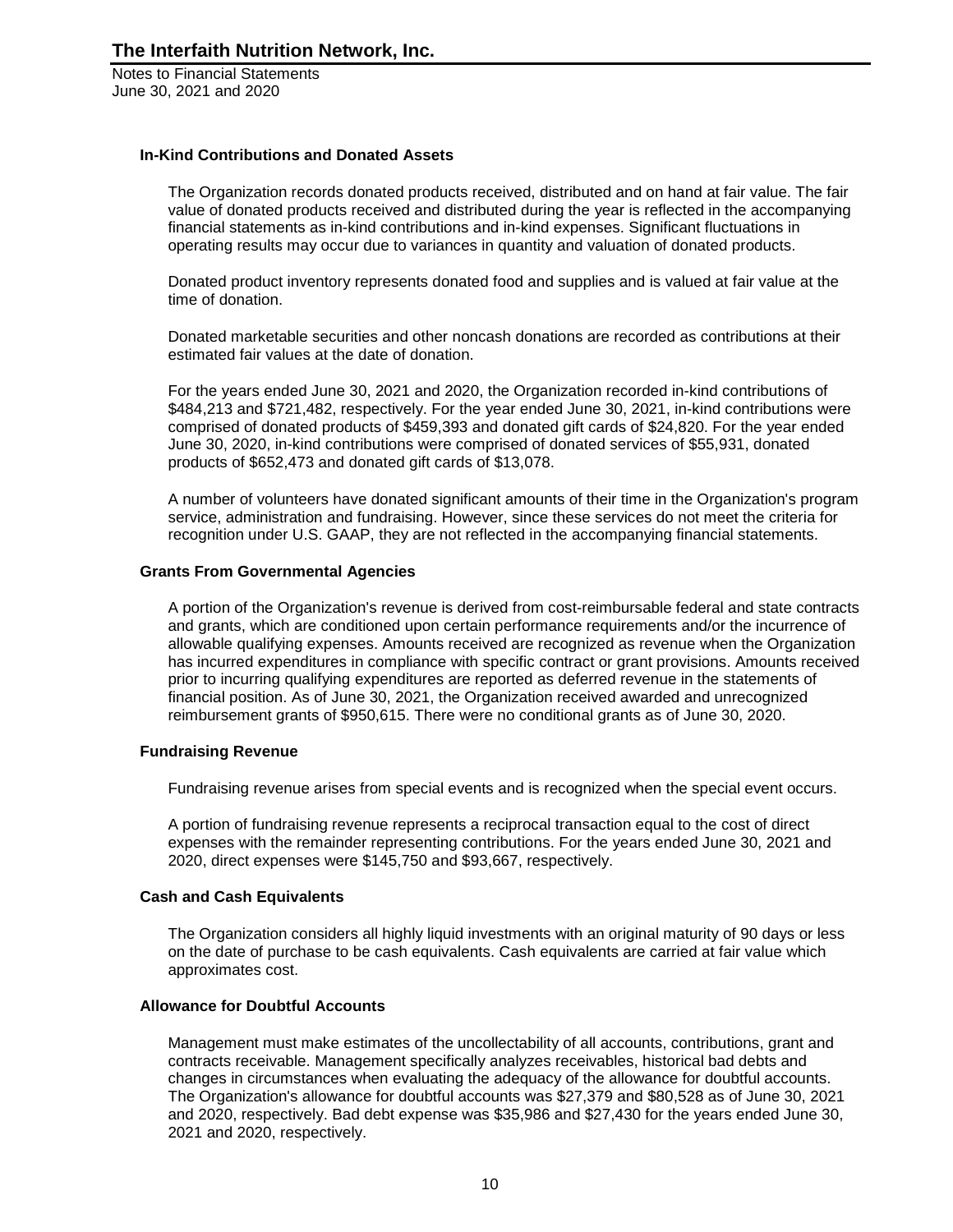### In-Kind Contributions and Donated Assets

The Organization records donated products received, distributed and on hand at fair value. The fair value of donated products received and distributed during the year is reflected in the accompanying financial statements as in-kind contributions and in-kind expenses. Significant fluctuations in operating results may occur due to variances in quantity and valuation of donated products.

Donated product inventory represents donated food and supplies and is valued at fair value at the time of donation.

Donated marketable securities and other noncash donations are recorded as contributions at their estimated fair values at the date of donation.

For the years ended June 30, 2021 and 2020, the Organization recorded in-kind contributions of $484,213 and $721,482, respectively. For the year ended June 30, 2021, in-kind contributions were comprised of donated products of $459,393 and donated gift cards of $24,820. For the year ended June 30, 2020, in-kind contributions were comprised of donated services of $55,931, donated products of $652,473 and donated gift cards of $13,078.

A number of volunteers have donated significant amounts of their time in the Organization's program service, administration and fundraising. However, since these services do not meet the criteria for recognition under U.S. GAAP, they are not reflected in the accompanying financial statements.

### Grants From Governmental Agencies

A portion of the Organization's revenue is derived from cost-reimbursable federal and state contracts and grants, which are conditioned upon certain performance requirements and/or the incurrence of allowable qualifying expenses. Amounts received are recognized as revenue when the Organization has incurred expenditures in compliance with specific contract or grant provisions. Amounts received prior to incurring qualifying expenditures are reported as deferred revenue in the statements of financial position. As of June 30, 2021, the Organization received awarded and unrecognized reimbursement grants of $950,615. There were no conditional grants as of June 30, 2020.

### Fundraising Revenue

Fundraising revenue arises from special events and is recognized when the special event occurs.

A portion of fundraising revenue represents a reciprocal transaction equal to the cost of direct expenses with the remainder representing contributions. For the years ended June 30, 2021 and 2020, direct expenses were $145,750 and $93,667, respectively.

### Cash and Cash Equivalents

The Organization considers all highly liquid investments with an original maturity of 90 days or less on the date of purchase to be cash equivalents. Cash equivalents are carried at fair value which approximates cost.

### Allowance for Doubtful Accounts

Management must make estimates of the uncollectability of all accounts, contributions, grant and contracts receivable. Management specifically analyzes receivables, historical bad debts and changes in circumstances when evaluating the adequacy of the allowance for doubtful accounts. The Organization's allowance for doubtful accounts was $27,379 and $80,528 as of June 30, 2021 and 2020, respectively. Bad debt expense was $35,986 and $27,430 for the years ended June 30, 2021 and 2020, respectively.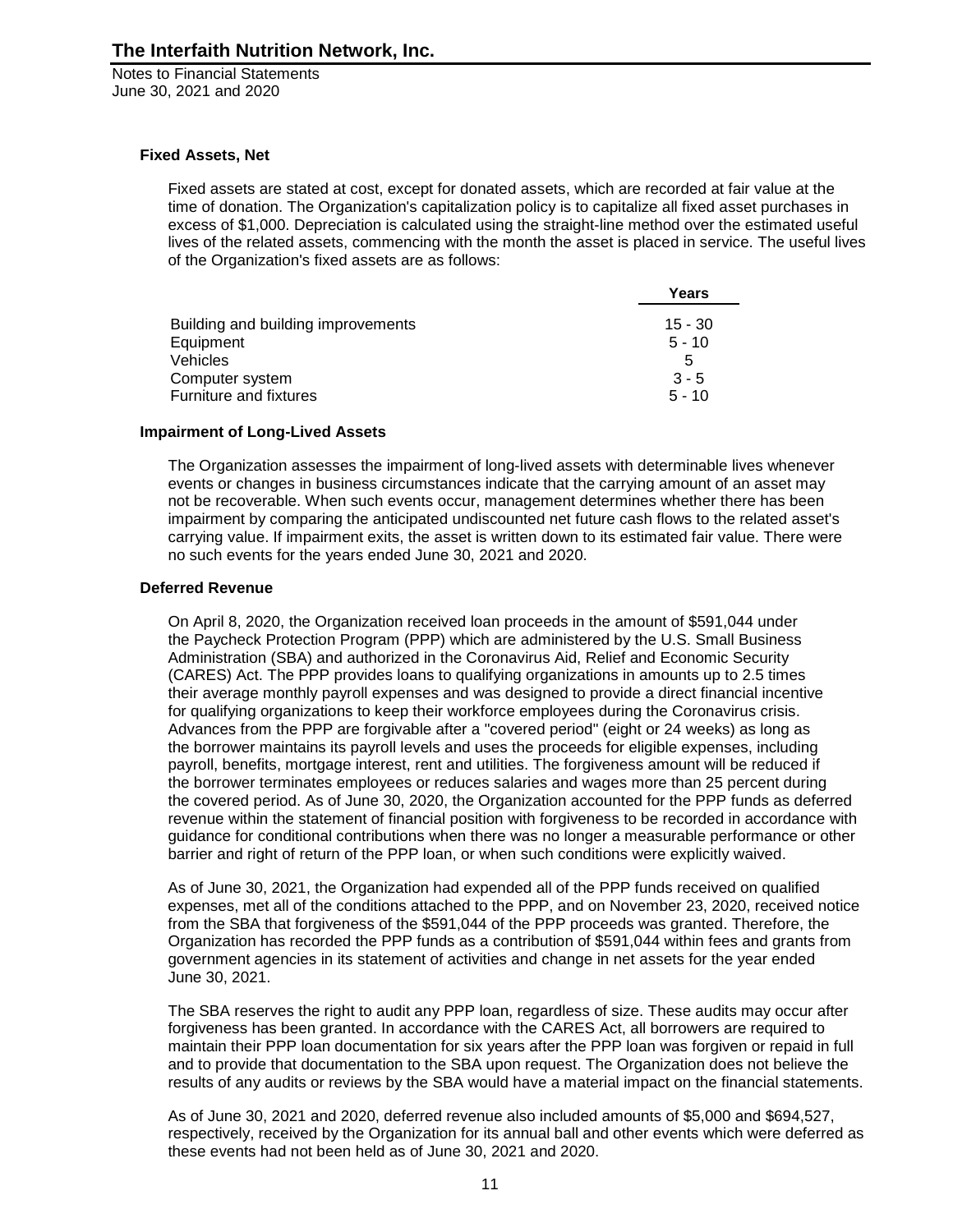### Fixed Assets, Net

Fixed assets are stated at cost, except for donated assets, which are recorded at fair value at the time of donation. The Organization's capitalization policy is to capitalize all fixed asset purchases in excess of $1,000. Depreciation is calculated using the straight-line method over the estimated useful lives of the related assets, commencing with the month the asset is placed in service. The useful lives of the Organization's fixed assets are as follows:

| | Years |
|---|---|
| Building and building improvements | 15 - 30 |
| Equipment | 5 - 10 |
| Vehicles | 5 |
| Computer system | 3 - 5 |
| Furniture and fixtures | 5 - 10 |

### Impairment of Long-Lived Assets

The Organization assesses the impairment of long-lived assets with determinable lives whenever events or changes in business circumstances indicate that the carrying amount of an asset may not be recoverable. When such events occur, management determines whether there has been impairment by comparing the anticipated undiscounted net future cash flows to the related asset's carrying value. If impairment exits, the asset is written down to its estimated fair value. There were no such events for the years ended June 30, 2021 and 2020.

### Deferred Revenue

On April 8, 2020, the Organization received loan proceeds in the amount of $591,044 under the Paycheck Protection Program (PPP) which are administered by the U.S. Small Business Administration (SBA) and authorized in the Coronavirus Aid, Relief and Economic Security (CARES) Act. The PPP provides loans to qualifying organizations in amounts up to 2.5 times their average monthly payroll expenses and was designed to provide a direct financial incentive for qualifying organizations to keep their workforce employees during the Coronavirus crisis. Advances from the PPP are forgivable after a "covered period" (eight or 24 weeks) as long as the borrower maintains its payroll levels and uses the proceeds for eligible expenses, including payroll, benefits, mortgage interest, rent and utilities. The forgiveness amount will be reduced if the borrower terminates employees or reduces salaries and wages more than 25 percent during the covered period. As of June 30, 2020, the Organization accounted for the PPP funds as deferred revenue within the statement of financial position with forgiveness to be recorded in accordance with guidance for conditional contributions when there was no longer a measurable performance or other barrier and right of return of the PPP loan, or when such conditions were explicitly waived.

As of June 30, 2021, the Organization had expended all of the PPP funds received on qualified expenses, met all of the conditions attached to the PPP, and on November 23, 2020, received notice from the SBA that forgiveness of the $591,044 of the PPP proceeds was granted. Therefore, the Organization has recorded the PPP funds as a contribution of $591,044 within fees and grants from government agencies in its statement of activities and change in net assets for the year ended June 30, 2021.

The SBA reserves the right to audit any PPP loan, regardless of size. These audits may occur after forgiveness has been granted. In accordance with the CARES Act, all borrowers are required to maintain their PPP loan documentation for six years after the PPP loan was forgiven or repaid in full and to provide that documentation to the SBA upon request. The Organization does not believe the results of any audits or reviews by the SBA would have a material impact on the financial statements.

As of June 30, 2021 and 2020, deferred revenue also included amounts of $5,000 and $694,527, respectively, received by the Organization for its annual ball and other events which were deferred as these events had not been held as of June 30, 2021 and 2020.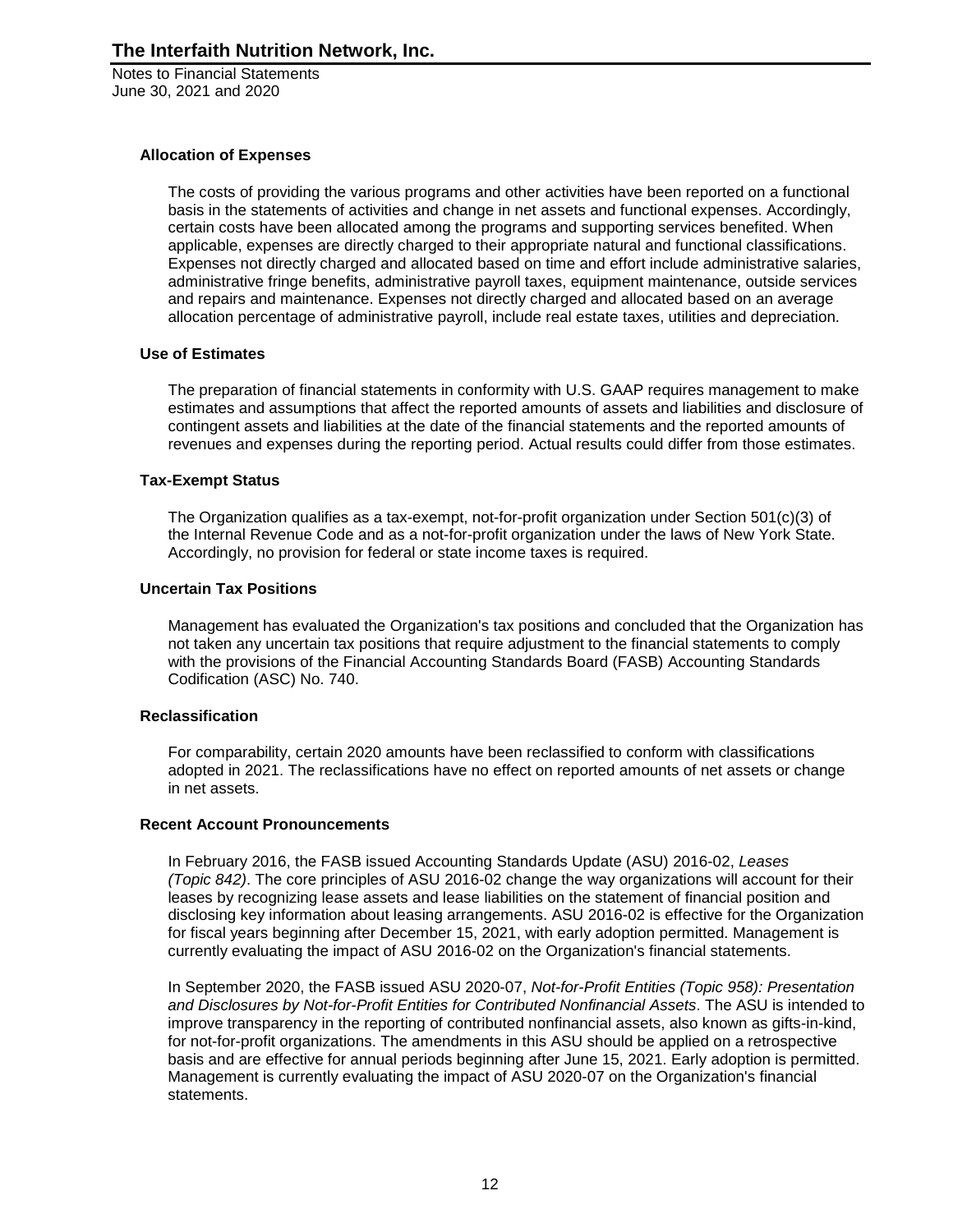### Allocation of Expenses

The costs of providing the various programs and other activities have been reported on a functional basis in the statements of activities and change in net assets and functional expenses. Accordingly, certain costs have been allocated among the programs and supporting services benefited. When applicable, expenses are directly charged to their appropriate natural and functional classifications. Expenses not directly charged and allocated based on time and effort include administrative salaries, administrative fringe benefits, administrative payroll taxes, equipment maintenance, outside services and repairs and maintenance. Expenses not directly charged and allocated based on an average allocation percentage of administrative payroll, include real estate taxes, utilities and depreciation.

### Use of Estimates

The preparation of financial statements in conformity with U.S. GAAP requires management to make estimates and assumptions that affect the reported amounts of assets and liabilities and disclosure of contingent assets and liabilities at the date of the financial statements and the reported amounts of revenues and expenses during the reporting period. Actual results could differ from those estimates.

### Tax-Exempt Status

The Organization qualifies as a tax-exempt, not-for-profit organization under Section 501(c)(3) of the Internal Revenue Code and as a not-for-profit organization under the laws of New York State. Accordingly, no provision for federal or state income taxes is required.

### Uncertain Tax Positions

Management has evaluated the Organization's tax positions and concluded that the Organization has not taken any uncertain tax positions that require adjustment to the financial statements to comply with the provisions of the Financial Accounting Standards Board (FASB) Accounting Standards Codification (ASC) No. 740.

### Reclassification

For comparability, certain 2020 amounts have been reclassified to conform with classifications adopted in 2021. The reclassifications have no effect on reported amounts of net assets or change in net assets.

### Recent Account Pronouncements

In February 2016, the FASB issued Accounting Standards Update (ASU) 2016-02, *Leases (Topic 842)*. The core principles of ASU 2016-02 change the way organizations will account for their leases by recognizing lease assets and lease liabilities on the statement of financial position and disclosing key information about leasing arrangements. ASU 2016-02 is effective for the Organization for fiscal years beginning after December 15, 2021, with early adoption permitted. Management is currently evaluating the impact of ASU 2016-02 on the Organization's financial statements.

In September 2020, the FASB issued ASU 2020-07, *Not-for-Profit Entities (Topic 958): Presentation and Disclosures by Not-for-Profit Entities for Contributed Nonfinancial Assets*. The ASU is intended to improve transparency in the reporting of contributed nonfinancial assets, also known as gifts-in-kind, for not-for-profit organizations. The amendments in this ASU should be applied on a retrospective basis and are effective for annual periods beginning after June 15, 2021. Early adoption is permitted. Management is currently evaluating the impact of ASU 2020-07 on the Organization's financial statements.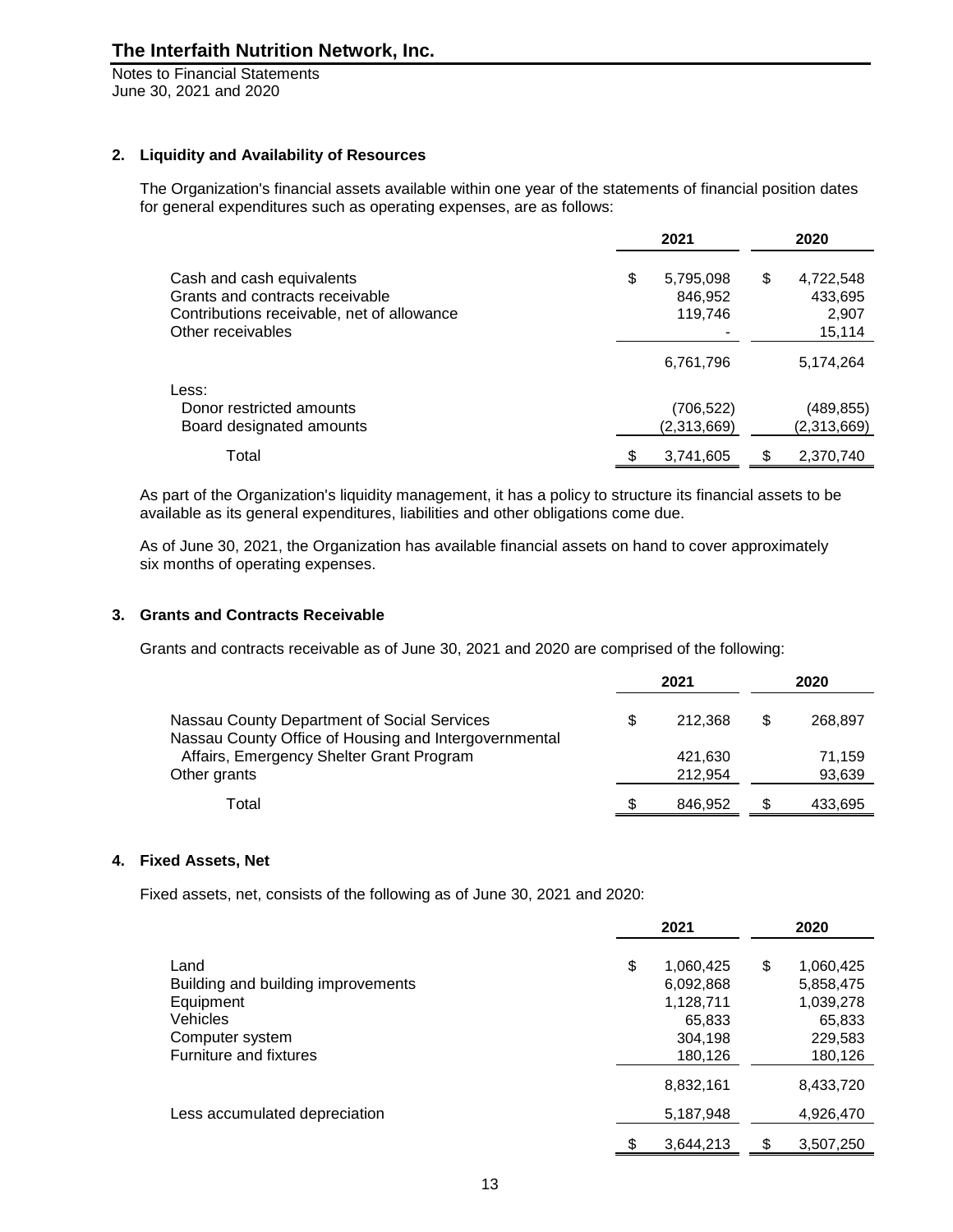**The Interfaith Nutrition Network, Inc.**

Notes to Financial Statements
June 30, 2021 and 2020

## 2. Liquidity and Availability of Resources

The Organization's financial assets available within one year of the statements of financial position dates for general expenditures such as operating expenses, are as follows:

| | 2021 | 2020 |
|---|---|---|
| Cash and cash equivalents | $ 5,795,098 | $ 4,722,548 |
| Grants and contracts receivable | 846,952 | 433,695 |
| Contributions receivable, net of allowance | 119,746 | 2,907 |
| Other receivables | - | 15,114 |
| | 6,761,796 | 5,174,264 |
| Less: | | |
| Donor restricted amounts | (706,522) | (489,855) |
| Board designated amounts | (2,313,669) | (2,313,669) |
| Total | $ 3,741,605 | $ 2,370,740 |

As part of the Organization's liquidity management, it has a policy to structure its financial assets to be available as its general expenditures, liabilities and other obligations come due.

As of June 30, 2021, the Organization has available financial assets on hand to cover approximately six months of operating expenses.

## 3. Grants and Contracts Receivable

Grants and contracts receivable as of June 30, 2021 and 2020 are comprised of the following:

| | 2021 | 2020 |
|---|---|---|
| Nassau County Department of Social Services | $ 212,368 | $ 268,897 |
| Nassau County Office of Housing and Intergovernmental Affairs, Emergency Shelter Grant Program | 421,630 | 71,159 |
| Other grants | 212,954 | 93,639 |
| Total | $ 846,952 | $ 433,695 |

## 4. Fixed Assets, Net

Fixed assets, net, consists of the following as of June 30, 2021 and 2020:

| | 2021 | 2020 |
|---|---|---|
| Land | $ 1,060,425 | $ 1,060,425 |
| Building and building improvements | 6,092,868 | 5,858,475 |
| Equipment | 1,128,711 | 1,039,278 |
| Vehicles | 65,833 | 65,833 |
| Computer system | 304,198 | 229,583 |
| Furniture and fixtures | 180,126 | 180,126 |
| | 8,832,161 | 8,433,720 |
| Less accumulated depreciation | 5,187,948 | 4,926,470 |
| | $ 3,644,213 | $ 3,507,250 |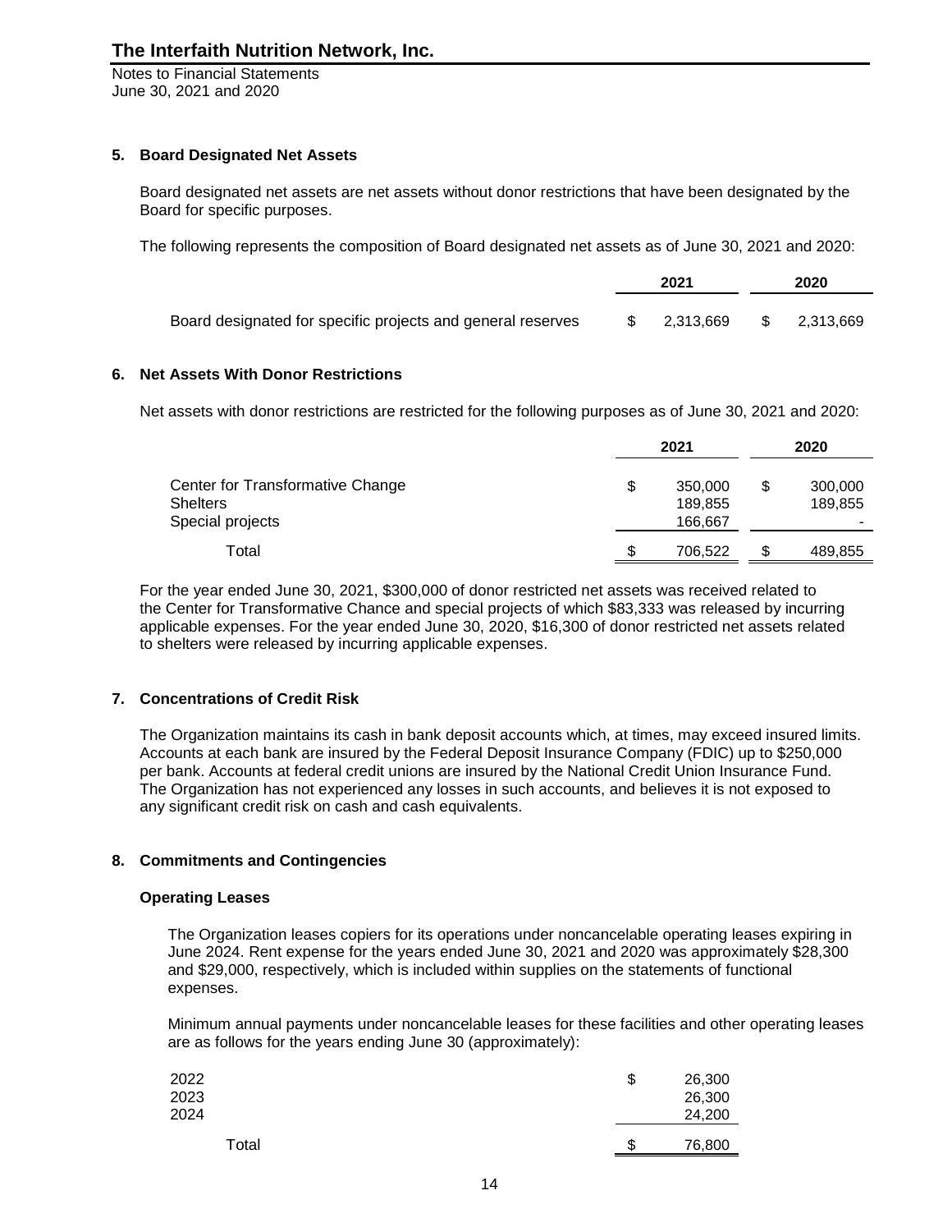# The Interfaith Nutrition Network, Inc.

Notes to Financial Statements
June 30, 2021 and 2020

## 5. Board Designated Net Assets

Board designated net assets are net assets without donor restrictions that have been designated by the Board for specific purposes.

The following represents the composition of Board designated net assets as of June 30, 2021 and 2020:

| | 2021 | 2020 |
|---|---|---|
| Board designated for specific projects and general reserves | $ 2,313,669 | $ 2,313,669 |

## 6. Net Assets With Donor Restrictions

Net assets with donor restrictions are restricted for the following purposes as of June 30, 2021 and 2020:

| | 2021 | 2020 |
|---|---|---|
| Center for Transformative Change | $ 350,000 | $ 300,000 |
| Shelters | 189,855 | 189,855 |
| Special projects | 166,667 | - |
| Total | $ 706,522 | $ 489,855 |

For the year ended June 30, 2021, $300,000 of donor restricted net assets was received related to the Center for Transformative Chance and special projects of which $83,333 was released by incurring applicable expenses. For the year ended June 30, 2020, $16,300 of donor restricted net assets related to shelters were released by incurring applicable expenses.

## 7. Concentrations of Credit Risk

The Organization maintains its cash in bank deposit accounts which, at times, may exceed insured limits. Accounts at each bank are insured by the Federal Deposit Insurance Company (FDIC) up to $250,000 per bank. Accounts at federal credit unions are insured by the National Credit Union Insurance Fund. The Organization has not experienced any losses in such accounts, and believes it is not exposed to any significant credit risk on cash and cash equivalents.

## 8. Commitments and Contingencies

### Operating Leases

The Organization leases copiers for its operations under noncancelable operating leases expiring in June 2024. Rent expense for the years ended June 30, 2021 and 2020 was approximately $28,300 and $29,000, respectively, which is included within supplies on the statements of functional expenses.

Minimum annual payments under noncancelable leases for these facilities and other operating leases are as follows for the years ending June 30 (approximately):

| | |
|---|---|
| 2022 | $ 26,300 |
| 2023 | 26,300 |
| 2024 | 24,200 |
| Total | $ 76,800 |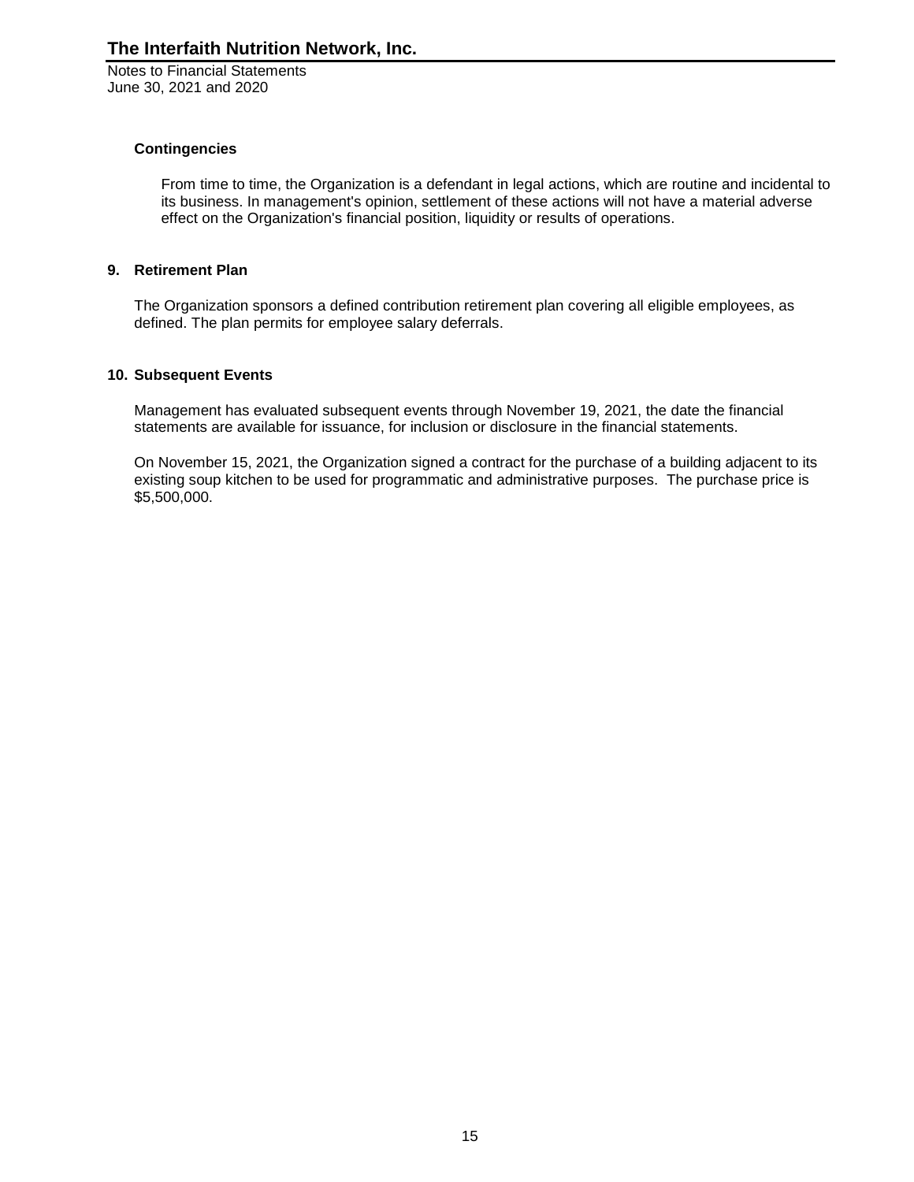### Contingencies

From time to time, the Organization is a defendant in legal actions, which are routine and incidental to its business. In management's opinion, settlement of these actions will not have a material adverse effect on the Organization's financial position, liquidity or results of operations.

## 9. Retirement Plan

The Organization sponsors a defined contribution retirement plan covering all eligible employees, as defined. The plan permits for employee salary deferrals.

## 10. Subsequent Events

Management has evaluated subsequent events through November 19, 2021, the date the financial statements are available for issuance, for inclusion or disclosure in the financial statements.

On November 15, 2021, the Organization signed a contract for the purchase of a building adjacent to its existing soup kitchen to be used for programmatic and administrative purposes. The purchase price is $5,500,000.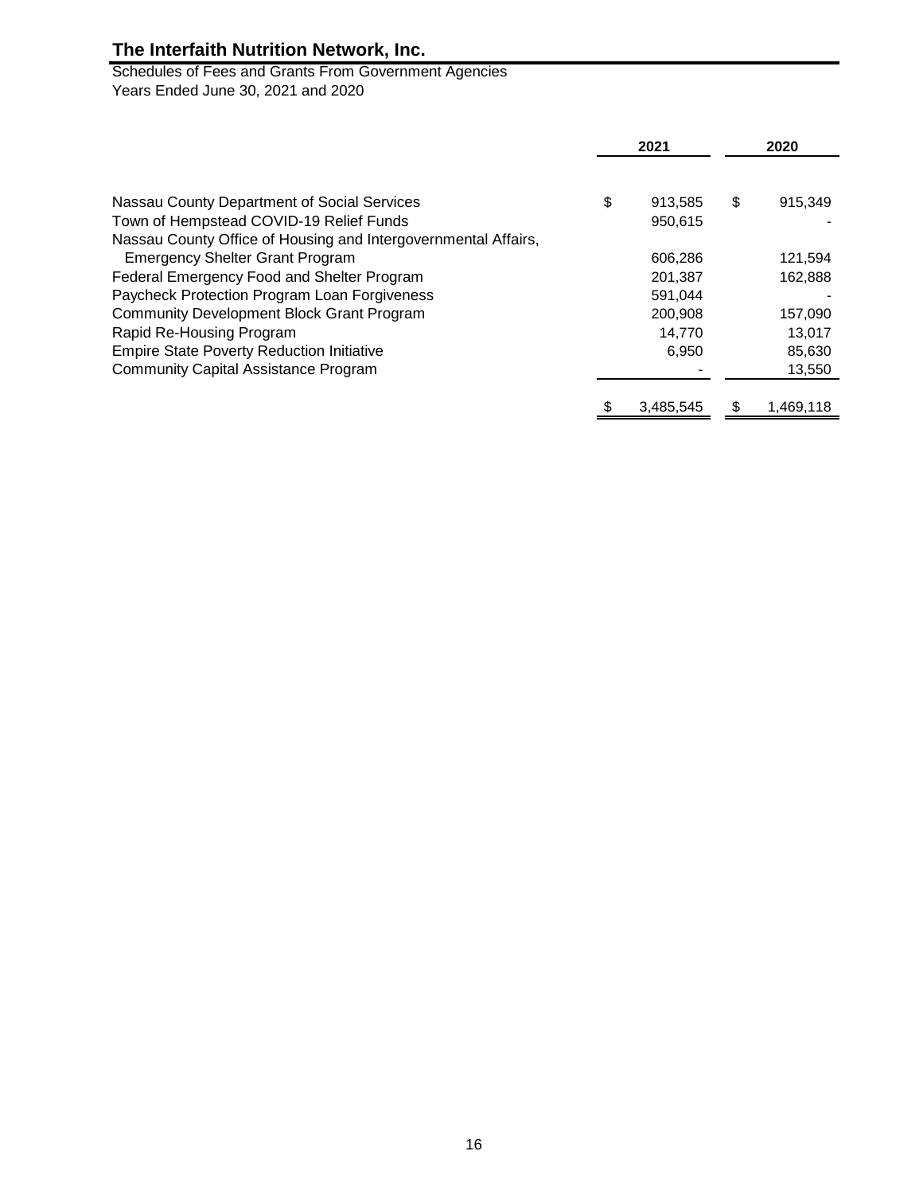# The Interfaith Nutrition Network, Inc.

Schedules of Fees and Grants From Government Agencies
Years Ended June 30, 2021 and 2020

| | 2021 | 2020 |
|---|---|---|
| Nassau County Department of Social Services | $ 913,585 | $ 915,349 |
| Town of Hempstead COVID-19 Relief Funds | 950,615 | - |
| Nassau County Office of Housing and Intergovernmental Affairs, Emergency Shelter Grant Program | 606,286 | 121,594 |
| Federal Emergency Food and Shelter Program | 201,387 | 162,888 |
| Paycheck Protection Program Loan Forgiveness | 591,044 | - |
| Community Development Block Grant Program | 200,908 | 157,090 |
| Rapid Re-Housing Program | 14,770 | 13,017 |
| Empire State Poverty Reduction Initiative | 6,950 | 85,630 |
| Community Capital Assistance Program | - | 13,550 |
| | $ 3,485,545 | $ 1,469,118 |